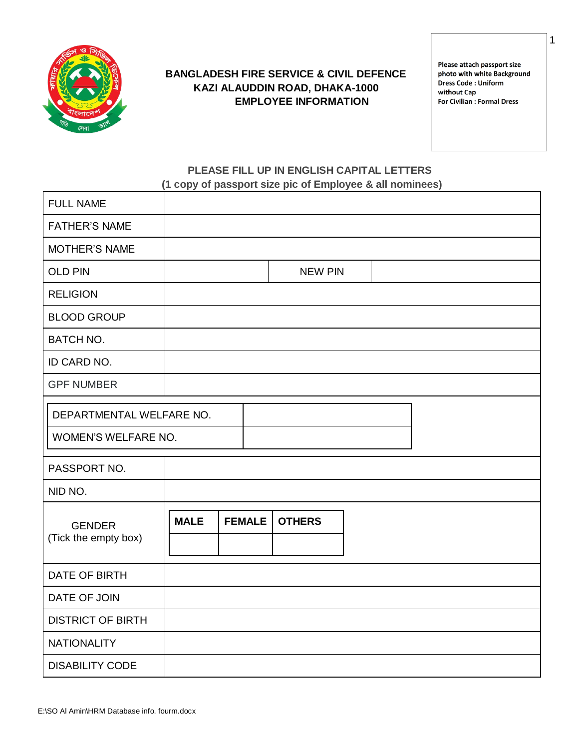# BANGLADESH FIRE SERVICE & CIVIL DEFENCE
## KAZI ALAUDDIN ROAD, DHAKA-1000
## EMPLOYEE INFORMATION

**Please attach passport size photo with white Background**
**Dress Code : Uniform without Cap**
**For Civilian : Formal Dress**

**PLEASE FILL UP IN ENGLISH CAPITAL LETTERS**
**(1 copy of passport size pic of Employee & all nominees)**

| FULL NAME | | | |
|---|---|---|---|
| FATHER'S NAME | | | |
| MOTHER'S NAME | | | |
| OLD PIN | | NEW PIN | |
| RELIGION | | | |
| BLOOD GROUP | | | |
| BATCH NO. | | | |
| ID CARD NO. | | | |
| GPF NUMBER | | | |

| DEPARTMENTAL WELFARE NO. | |
|---|---|
| WOMEN'S WELFARE NO. | |

| PASSPORT NO. | |
|---|---|
| NID NO. | |

GENDER (Tick the empty box)

| MALE | FEMALE | OTHERS |
|---|---|---|
| | | |

| DATE OF BIRTH | |
|---|---|
| DATE OF JOIN | |
| DISTRICT OF BIRTH | |
| NATIONALITY | |
| DISABILITY CODE | |

E:\SO Al Amin\HRM Database info. fourm.docx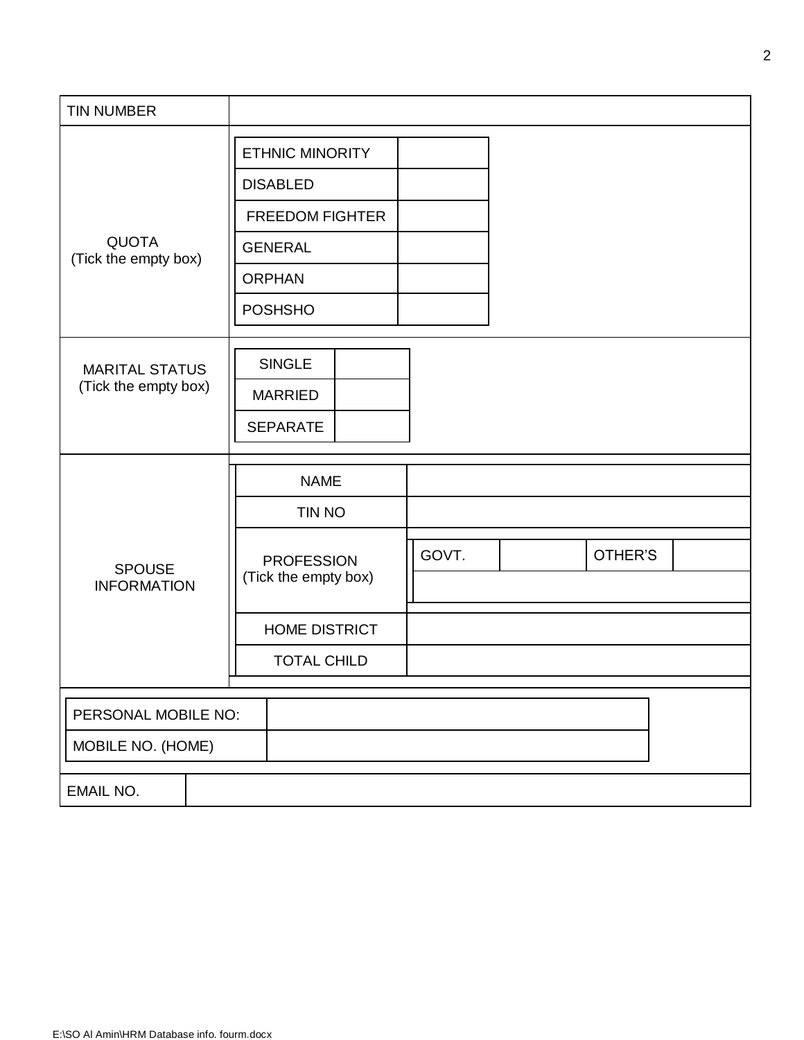| TIN NUMBER | |
|---|---|

| QUOTA (Tick the empty box) | |
|---|---|
| ETHNIC MINORITY | |
| DISABLED | |
| FREEDOM FIGHTER | |
| GENERAL | |
| ORPHAN | |
| POSHSHO | |

| MARITAL STATUS (Tick the empty box) | |
|---|---|
| SINGLE | |
| MARRIED | |
| SEPARATE | |

| SPOUSE INFORMATION | | | | |
|---|---|---|---|---|
| NAME | | | | |
| TIN NO | | | | |
| PROFESSION (Tick the empty box) | GOVT. | | OTHER'S | |
| | | | | |
| HOME DISTRICT | | | | |
| TOTAL CHILD | | | | |

| PERSONAL MOBILE NO: | |
|---|---|
| MOBILE NO. (HOME) | |

| EMAIL NO. | |
|---|---|

E:\SO Al Amin\HRM Database info. fourm.docx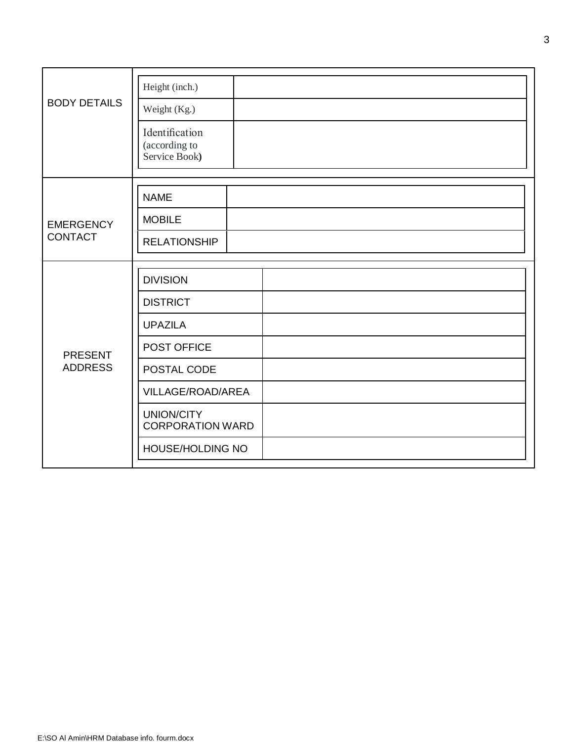| BODY DETAILS | | |
|---|---|---|
| | Height (inch.) | |
| | Weight (Kg.) | |
| | Identification (according to Service Book) | |
| EMERGENCY CONTACT | NAME | |
| | MOBILE | |
| | RELATIONSHIP | |
| PRESENT ADDRESS | DIVISION | |
| | DISTRICT | |
| | UPAZILA | |
| | POST OFFICE | |
| | POSTAL CODE | |
| | VILLAGE/ROAD/AREA | |
| | UNION/CITY CORPORATION WARD | |
| | HOUSE/HOLDING NO | |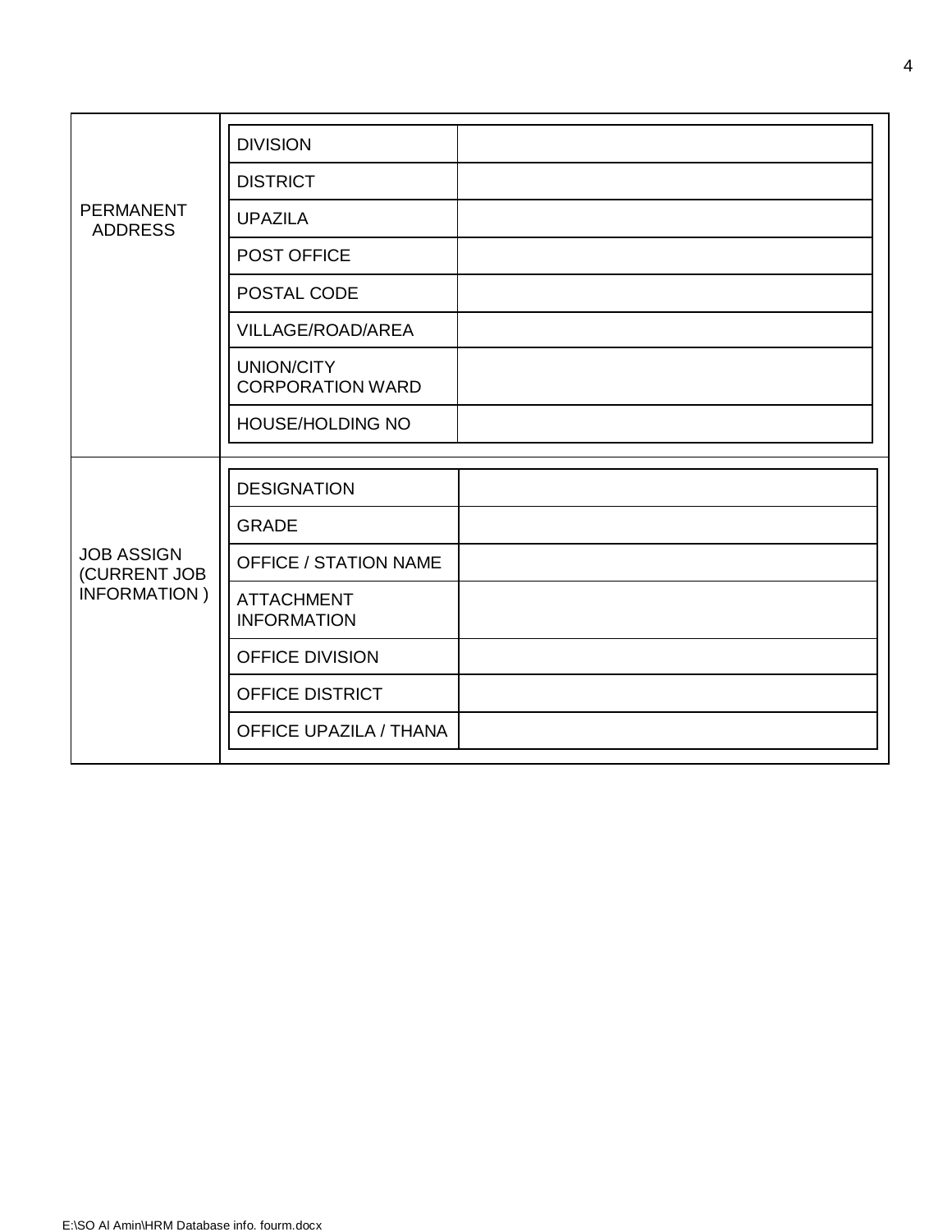| PERMANENT ADDRESS | | |
|---|---|---|
| | DIVISION | |
| | DISTRICT | |
| | UPAZILA | |
| | POST OFFICE | |
| | POSTAL CODE | |
| | VILLAGE/ROAD/AREA | |
| | UNION/CITY CORPORATION WARD | |
| | HOUSE/HOLDING NO | |

| JOB ASSIGN (CURRENT JOB INFORMATION ) | | |
|---|---|---|
| | DESIGNATION | |
| | GRADE | |
| | OFFICE / STATION NAME | |
| | ATTACHMENT INFORMATION | |
| | OFFICE DIVISION | |
| | OFFICE DISTRICT | |
| | OFFICE UPAZILA / THANA | |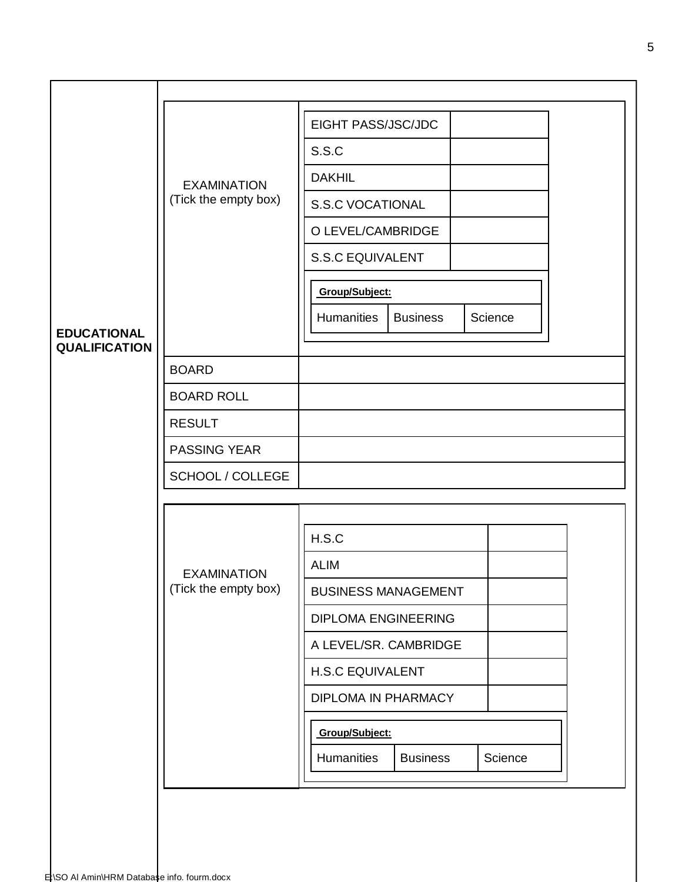**EDUCATIONAL QUALIFICATION**

| EXAMINATION (Tick the empty box) | |
|---|---|
| | EIGHT PASS/JSC/JDC |
| | S.S.C |
| | DAKHIL |
| | S.S.C VOCATIONAL |
| | O LEVEL/CAMBRIDGE |
| | S.S.C EQUIVALENT |

**Group/Subject:**

| Humanities | Business | Science |
|---|---|---|
| | | |

| | |
|---|---|
| BOARD | |
| BOARD ROLL | |
| RESULT | |
| PASSING YEAR | |
| SCHOOL / COLLEGE | |

| EXAMINATION (Tick the empty box) | |
|---|---|
| | H.S.C |
| | ALIM |
| | BUSINESS MANAGEMENT |
| | DIPLOMA ENGINEERING |
| | A LEVEL/SR. CAMBRIDGE |
| | H.S.C EQUIVALENT |
| | DIPLOMA IN PHARMACY |

**Group/Subject:**

| Humanities | Business | Science |
|---|---|---|
| | | |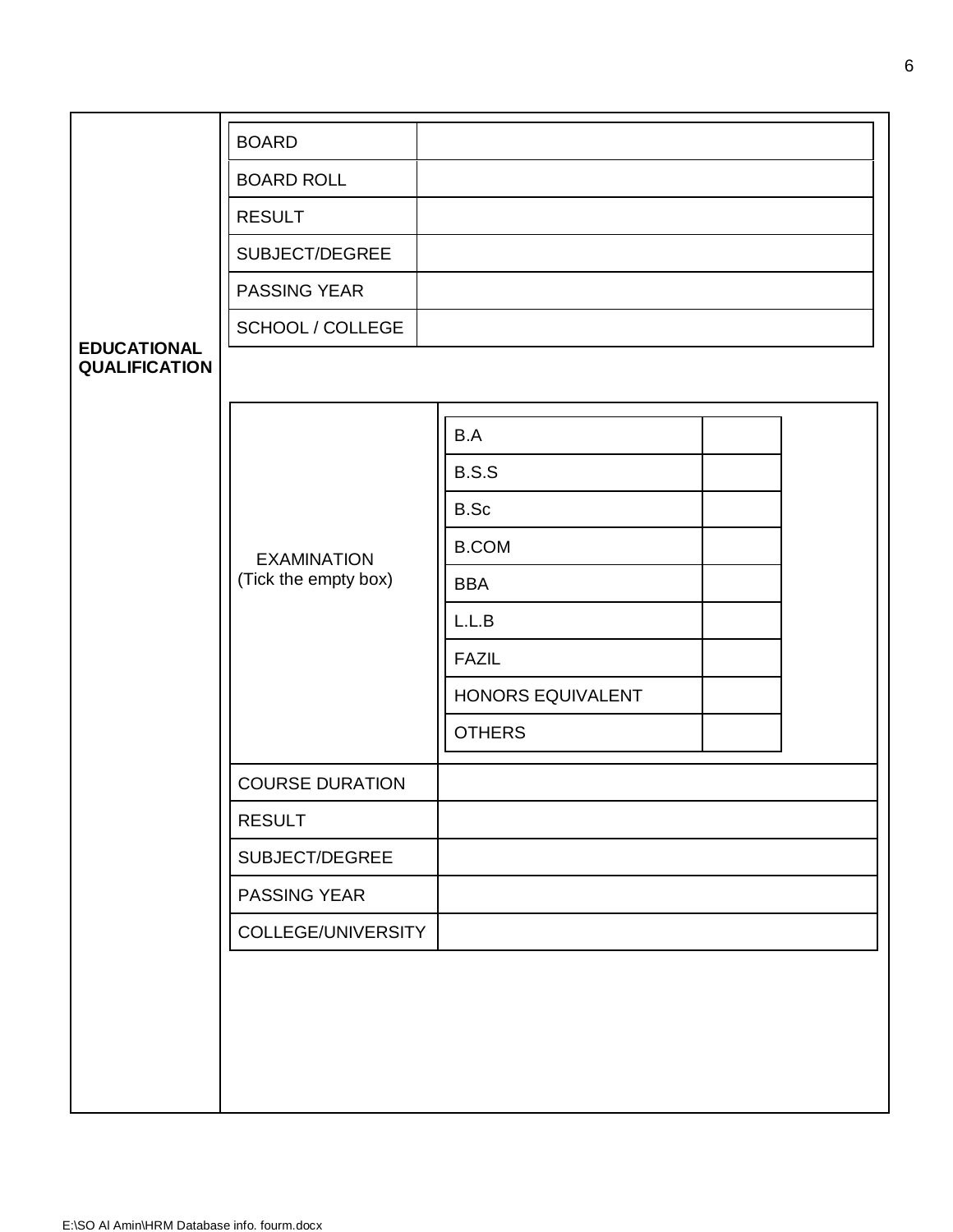**EDUCATIONAL QUALIFICATION**

| BOARD | |
|---|---|
| BOARD ROLL | |
| RESULT | |
| SUBJECT/DEGREE | |
| PASSING YEAR | |
| SCHOOL / COLLEGE | |

EXAMINATION (Tick the empty box)

| Examination | Tick |
|---|---|
| B.A | |
| B.S.S | |
| B.Sc | |
| B.COM | |
| BBA | |
| L.L.B | |
| FAZIL | |
| HONORS EQUIVALENT | |
| OTHERS | |

| COURSE DURATION | |
|---|---|
| RESULT | |
| SUBJECT/DEGREE | |
| PASSING YEAR | |
| COLLEGE/UNIVERSITY | |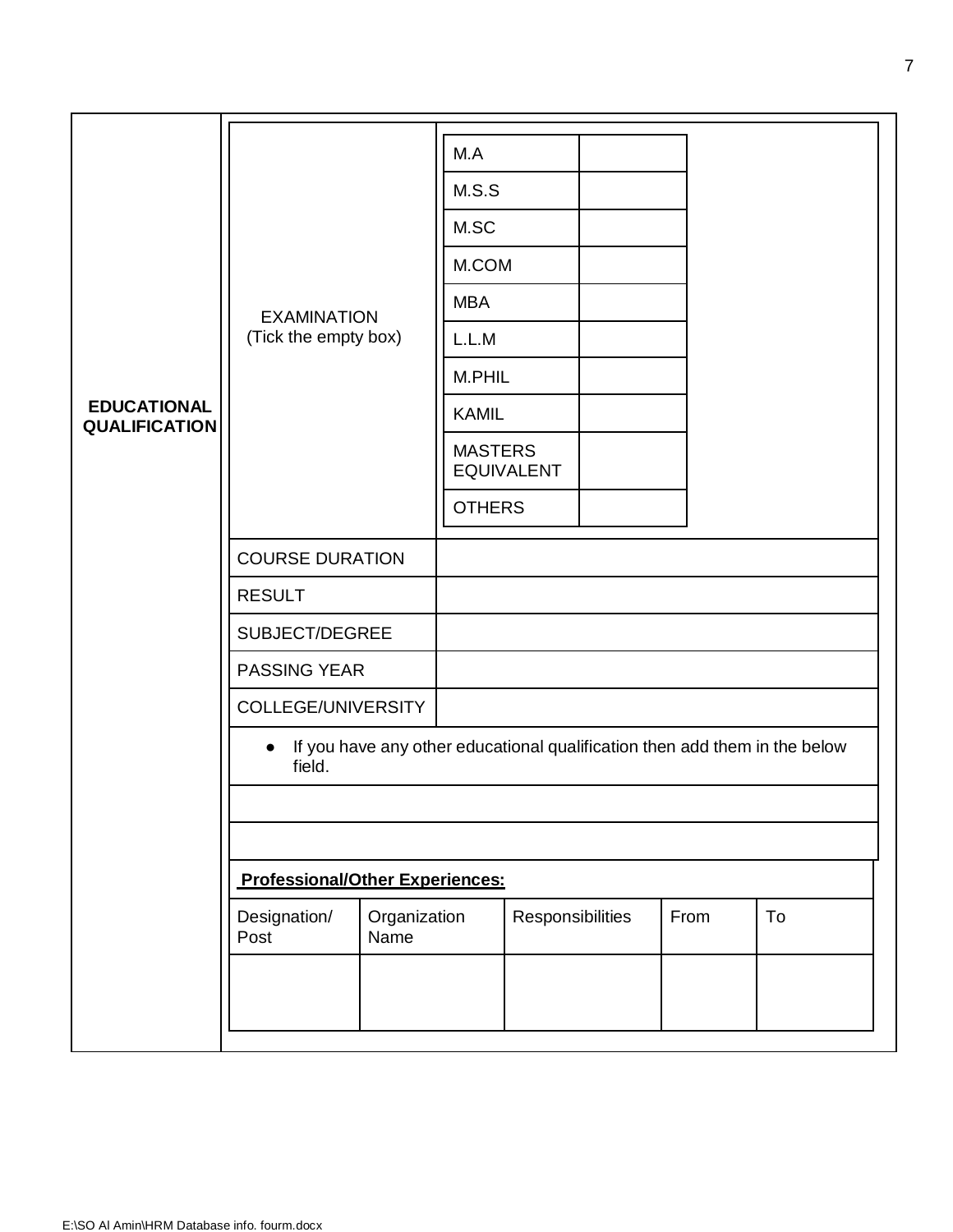**EDUCATIONAL QUALIFICATION**

| EXAMINATION (Tick the empty box) | |
|---|---|
| M.A | |
| M.S.S | |
| M.SC | |
| M.COM | |
| MBA | |
| L.L.M | |
| M.PHIL | |
| KAMIL | |
| MASTERS EQUIVALENT | |
| OTHERS | |

| | |
|---|---|
| COURSE DURATION | |
| RESULT | |
| SUBJECT/DEGREE | |
| PASSING YEAR | |
| COLLEGE/UNIVERSITY | |

- If you have any other educational qualification then add them in the below field.

| |
|---|
| |
| |

**Professional/Other Experiences:**

| Designation/ Post | Organization Name | Responsibilities | From | To |
|---|---|---|---|---|
| | | | | |

E:\SO Al Amin\HRM Database info. fourm.docx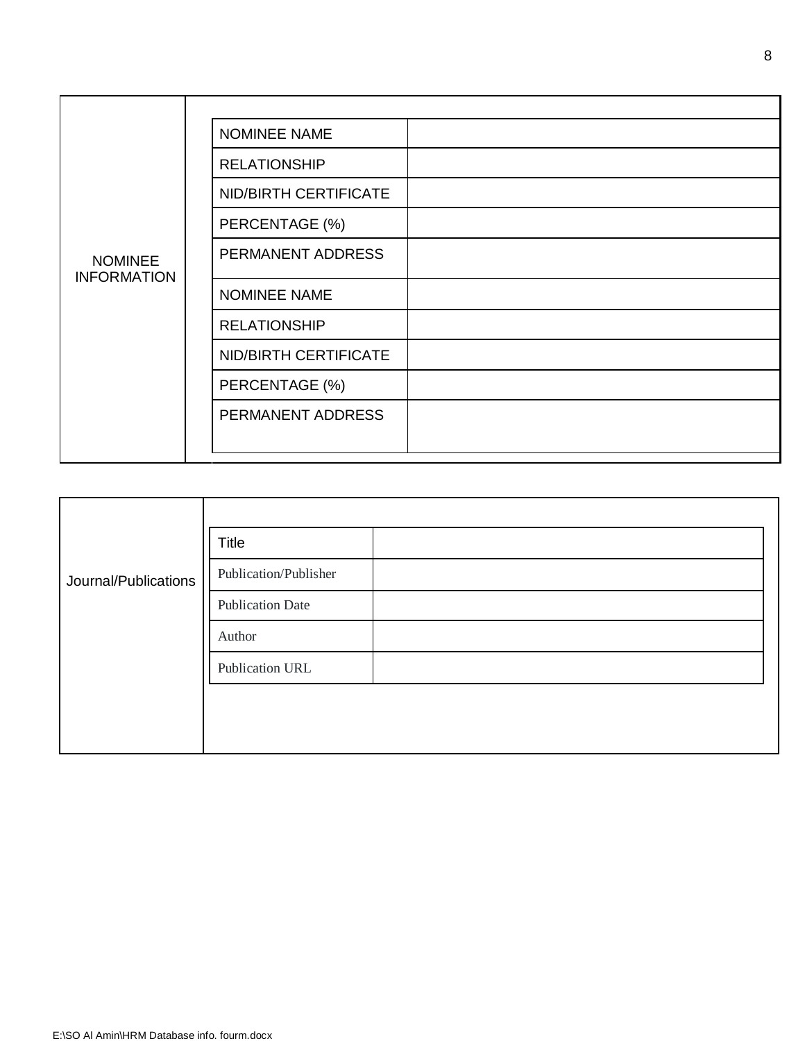| NOMINEE INFORMATION | | |
|---|---|---|
| | NOMINEE NAME | |
| | RELATIONSHIP | |
| | NID/BIRTH CERTIFICATE | |
| | PERCENTAGE (%) | |
| | PERMANENT ADDRESS | |
| | NOMINEE NAME | |
| | RELATIONSHIP | |
| | NID/BIRTH CERTIFICATE | |
| | PERCENTAGE (%) | |
| | PERMANENT ADDRESS | |

| Journal/Publications | | |
|---|---|---|
| | Title | |
| | Publication/Publisher | |
| | Publication Date | |
| | Author | |
| | Publication URL | |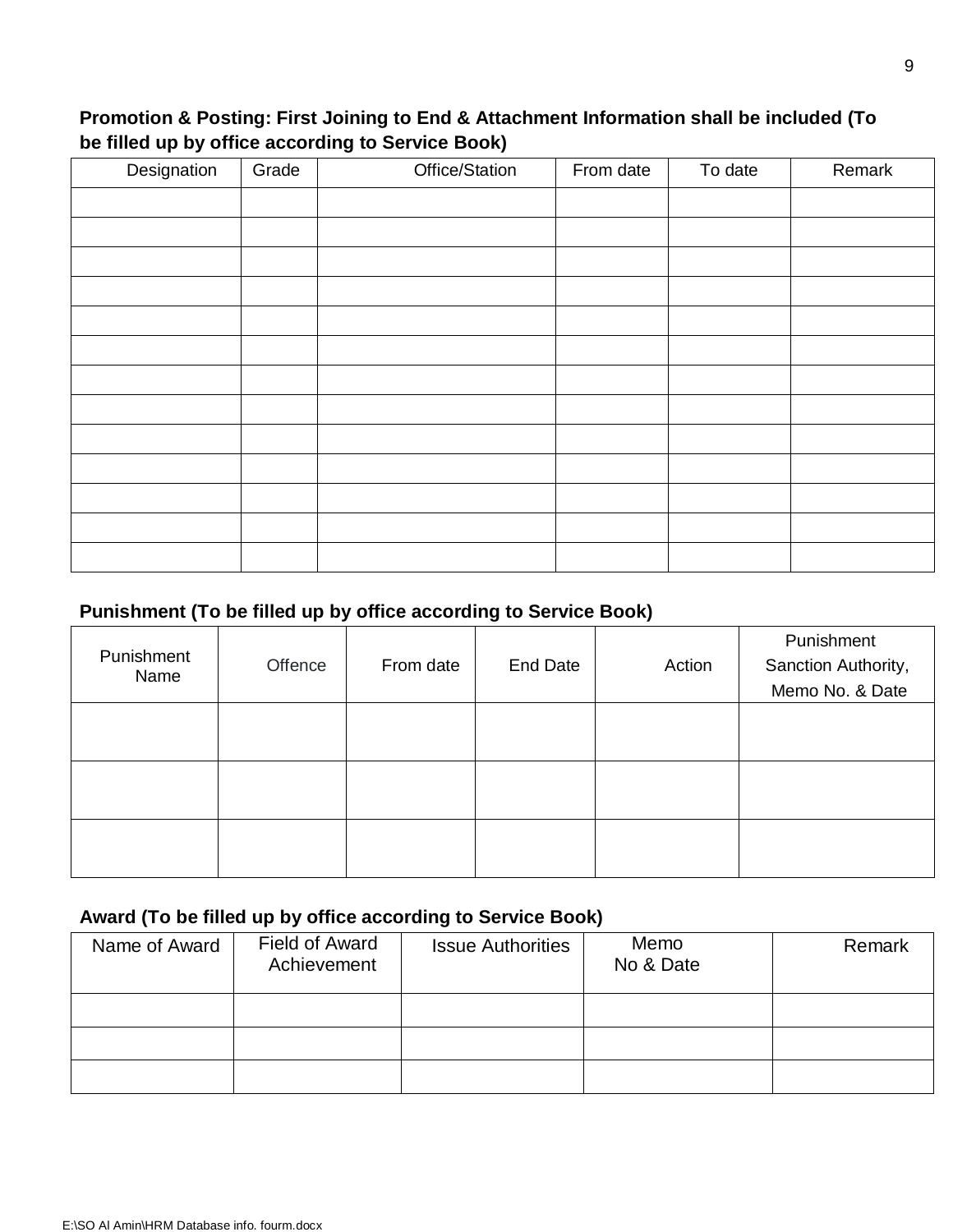**Promotion & Posting: First Joining to End & Attachment Information shall be included (To be filled up by office according to Service Book)**

| Designation | Grade | Office/Station | From date | To date | Remark |
|---|---|---|---|---|---|
| | | | | | |
| | | | | | |
| | | | | | |
| | | | | | |
| | | | | | |
| | | | | | |
| | | | | | |
| | | | | | |
| | | | | | |
| | | | | | |
| | | | | | |
| | | | | | |
| | | | | | |

**Punishment (To be filled up by office according to Service Book)**

| Punishment Name | Offence | From date | End Date | Action | Punishment Sanction Authority, Memo No. & Date |
|---|---|---|---|---|---|
| | | | | | |
| | | | | | |
| | | | | | |

**Award (To be filled up by office according to Service Book)**

| Name of Award | Field of Award Achievement | Issue Authorities | Memo No & Date | Remark |
|---|---|---|---|---|
| | | | | |
| | | | | |
| | | | | |

E:\SO Al Amin\HRM Database info. fourm.docx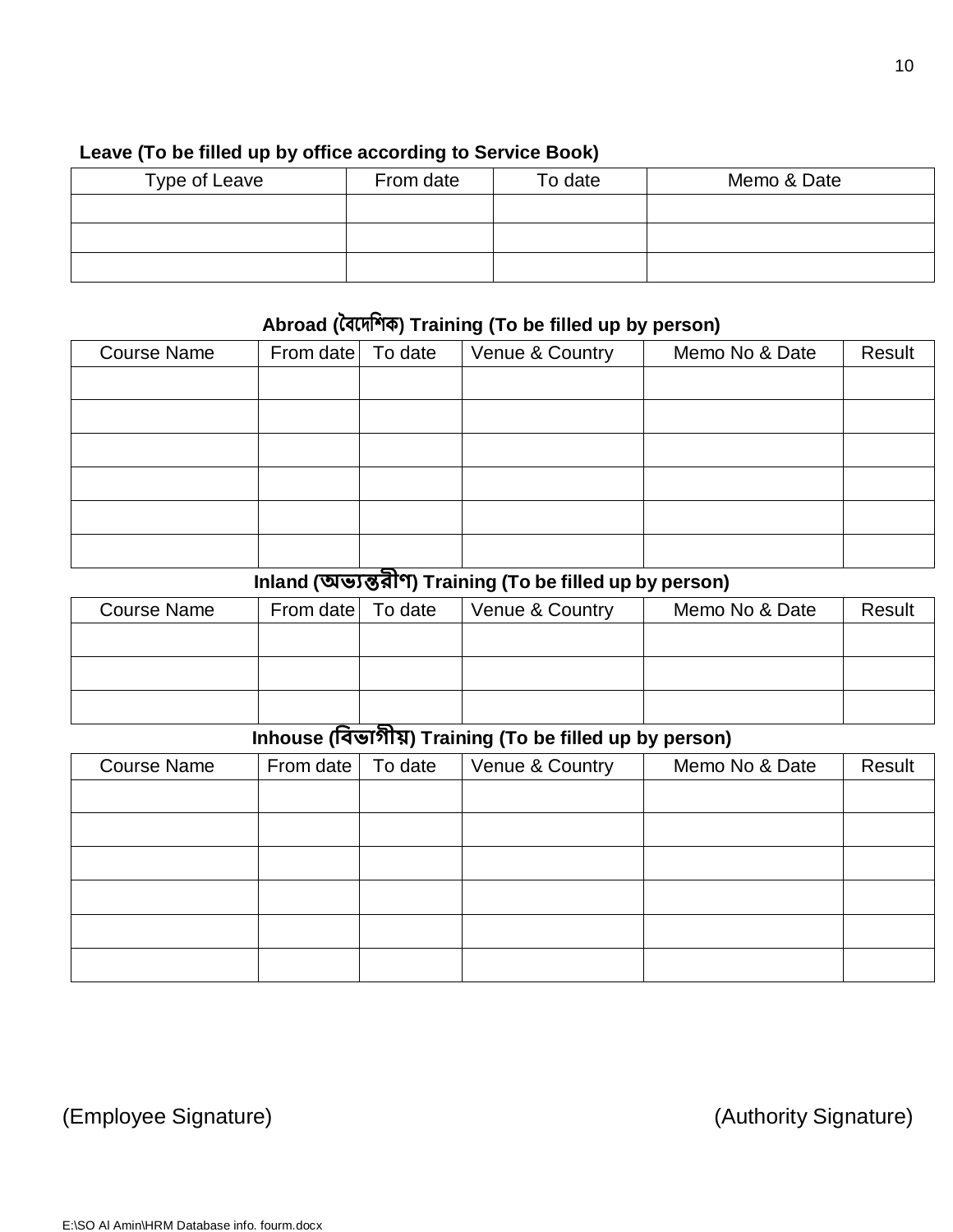**Leave (To be filled up by office according to Service Book)**

| Type of Leave | From date | To date | Memo & Date |
|---|---|---|---|
| | | | |
| | | | |
| | | | |

**Abroad (বৈদেশিক) Training (To be filled up by person)**

| Course Name | From date | To date | Venue & Country | Memo No & Date | Result |
|---|---|---|---|---|---|
| | | | | | |
| | | | | | |
| | | | | | |
| | | | | | |
| | | | | | |
| | | | | | |

**Inland (অভ্যন্তরীণ) Training (To be filled up by person)**

| Course Name | From date | To date | Venue & Country | Memo No & Date | Result |
|---|---|---|---|---|---|
| | | | | | |
| | | | | | |
| | | | | | |

**Inhouse (বিভাগীয়) Training (To be filled up by person)**

| Course Name | From date | To date | Venue & Country | Memo No & Date | Result |
|---|---|---|---|---|---|
| | | | | | |
| | | | | | |
| | | | | | |
| | | | | | |
| | | | | | |
| | | | | | |

(Employee Signature) (Authority Signature)

E:\SO Al Amin\HRM Database info. fourm.docx